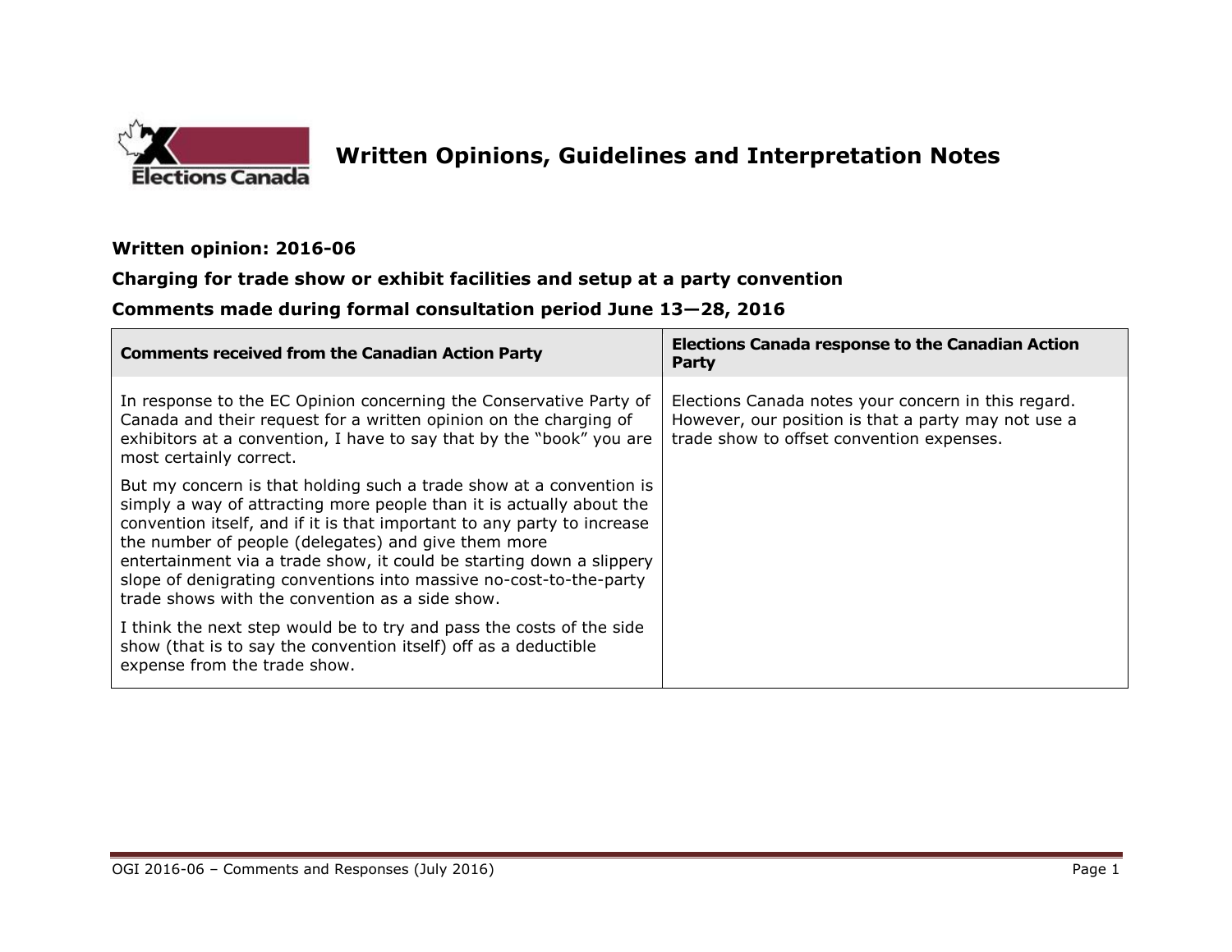# Written Opinions, Guidelines and Interpretation Notes

**Written opinion: 2016-06**

**Charging for trade show or exhibit facilities and setup at a party convention**

**Comments made during formal consultation period June 13—28, 2016**

| Comments received from the Canadian Action Party | Elections Canada response to the Canadian Action Party |
| --- | --- |
| In response to the EC Opinion concerning the Conservative Party of Canada and their request for a written opinion on the charging of exhibitors at a convention, I have to say that by the "book" you are most certainly correct.<br><br>But my concern is that holding such a trade show at a convention is simply a way of attracting more people than it is actually about the convention itself, and if it is that important to any party to increase the number of people (delegates) and give them more entertainment via a trade show, it could be starting down a slippery slope of denigrating conventions into massive no-cost-to-the-party trade shows with the convention as a side show.<br><br>I think the next step would be to try and pass the costs of the side show (that is to say the convention itself) off as a deductible expense from the trade show. | Elections Canada notes your concern in this regard. However, our position is that a party may not use a trade show to offset convention expenses. |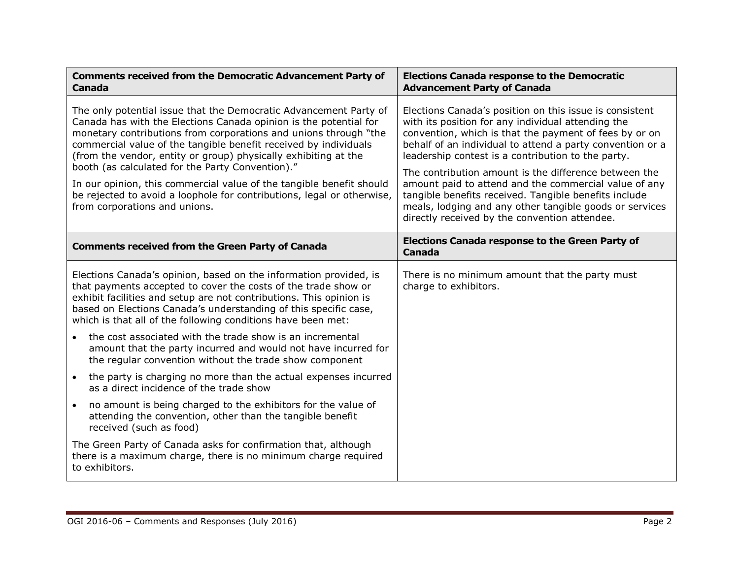| Comments received from the Democratic Advancement Party of Canada | Elections Canada response to the Democratic Advancement Party of Canada |
| --- | --- |
| The only potential issue that the Democratic Advancement Party of Canada has with the Elections Canada opinion is the potential for monetary contributions from corporations and unions through "the commercial value of the tangible benefit received by individuals (from the vendor, entity or group) physically exhibiting at the booth (as calculated for the Party Convention)."<br><br>In our opinion, this commercial value of the tangible benefit should be rejected to avoid a loophole for contributions, legal or otherwise, from corporations and unions. | Elections Canada's position on this issue is consistent with its position for any individual attending the convention, which is that the payment of fees by or on behalf of an individual to attend a party convention or a leadership contest is a contribution to the party.<br><br>The contribution amount is the difference between the amount paid to attend and the commercial value of any tangible benefits received. Tangible benefits include meals, lodging and any other tangible goods or services directly received by the convention attendee. |
| **Comments received from the Green Party of Canada** | **Elections Canada response to the Green Party of Canada** |
| Elections Canada's opinion, based on the information provided, is that payments accepted to cover the costs of the trade show or exhibit facilities and setup are not contributions. This opinion is based on Elections Canada's understanding of this specific case, which is that all of the following conditions have been met:<br><br>• the cost associated with the trade show is an incremental amount that the party incurred and would not have incurred for the regular convention without the trade show component<br>• the party is charging no more than the actual expenses incurred as a direct incidence of the trade show<br>• no amount is being charged to the exhibitors for the value of attending the convention, other than the tangible benefit received (such as food)<br><br>The Green Party of Canada asks for confirmation that, although there is a maximum charge, there is no minimum charge required to exhibitors. | There is no minimum amount that the party must charge to exhibitors. |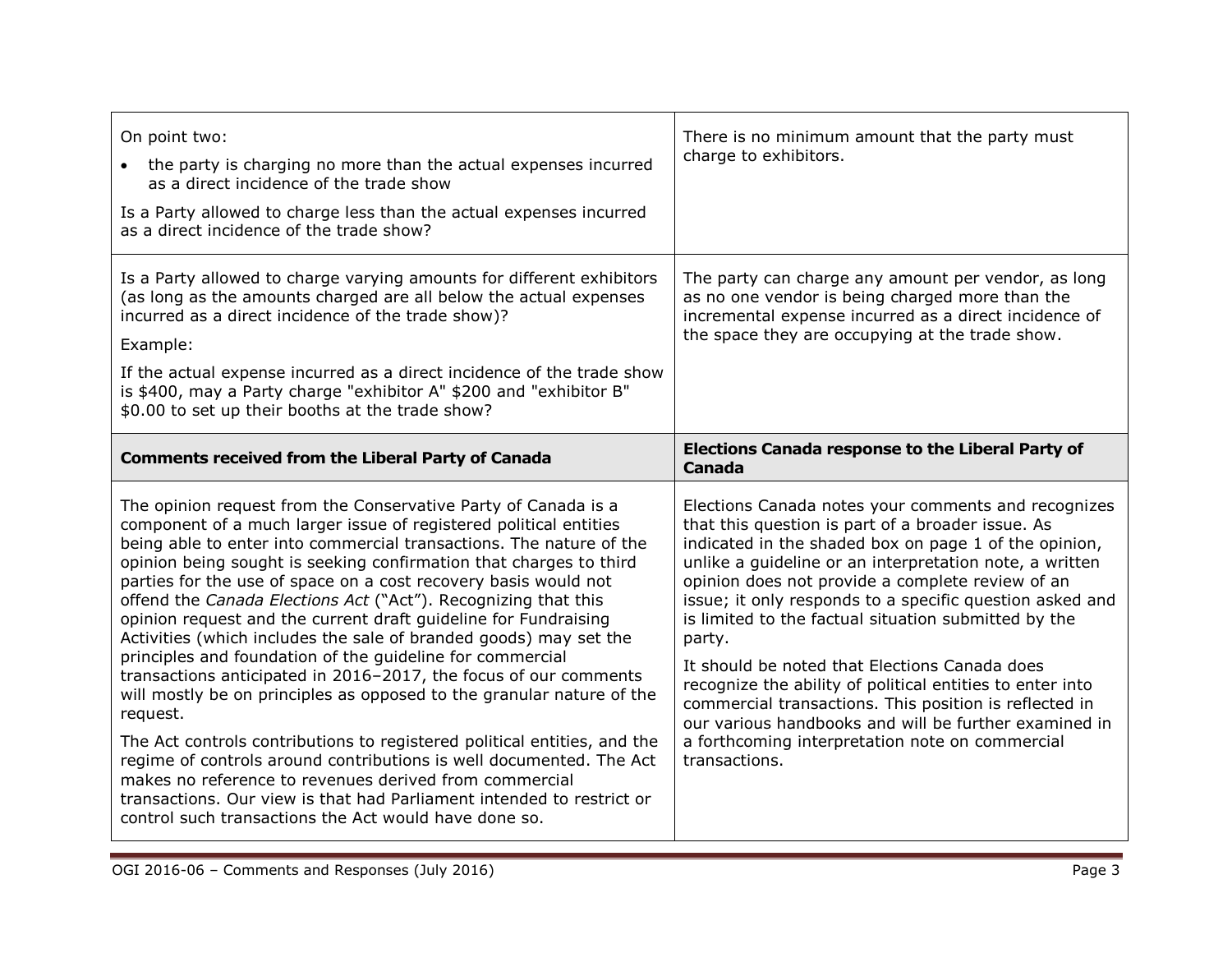| | |
|---|---|
| On point two:<br>• the party is charging no more than the actual expenses incurred as a direct incidence of the trade show<br>Is a Party allowed to charge less than the actual expenses incurred as a direct incidence of the trade show? | There is no minimum amount that the party must charge to exhibitors. |
| Is a Party allowed to charge varying amounts for different exhibitors (as long as the amounts charged are all below the actual expenses incurred as a direct incidence of the trade show)?<br>Example:<br>If the actual expense incurred as a direct incidence of the trade show is $400, may a Party charge "exhibitor A" $200 and "exhibitor B" $0.00 to set up their booths at the trade show? | The party can charge any amount per vendor, as long as no one vendor is being charged more than the incremental expense incurred as a direct incidence of the space they are occupying at the trade show. |
| **Comments received from the Liberal Party of Canada** | **Elections Canada response to the Liberal Party of Canada** |
| The opinion request from the Conservative Party of Canada is a component of a much larger issue of registered political entities being able to enter into commercial transactions. The nature of the opinion being sought is seeking confirmation that charges to third parties for the use of space on a cost recovery basis would not offend the *Canada Elections Act* ("Act"). Recognizing that this opinion request and the current draft guideline for Fundraising Activities (which includes the sale of branded goods) may set the principles and foundation of the guideline for commercial transactions anticipated in 2016–2017, the focus of our comments will mostly be on principles as opposed to the granular nature of the request.<br>The Act controls contributions to registered political entities, and the regime of controls around contributions is well documented. The Act makes no reference to revenues derived from commercial transactions. Our view is that had Parliament intended to restrict or control such transactions the Act would have done so. | Elections Canada notes your comments and recognizes that this question is part of a broader issue. As indicated in the shaded box on page 1 of the opinion, unlike a guideline or an interpretation note, a written opinion does not provide a complete review of an issue; it only responds to a specific question asked and is limited to the factual situation submitted by the party.<br>It should be noted that Elections Canada does recognize the ability of political entities to enter into commercial transactions. This position is reflected in our various handbooks and will be further examined in a forthcoming interpretation note on commercial transactions. |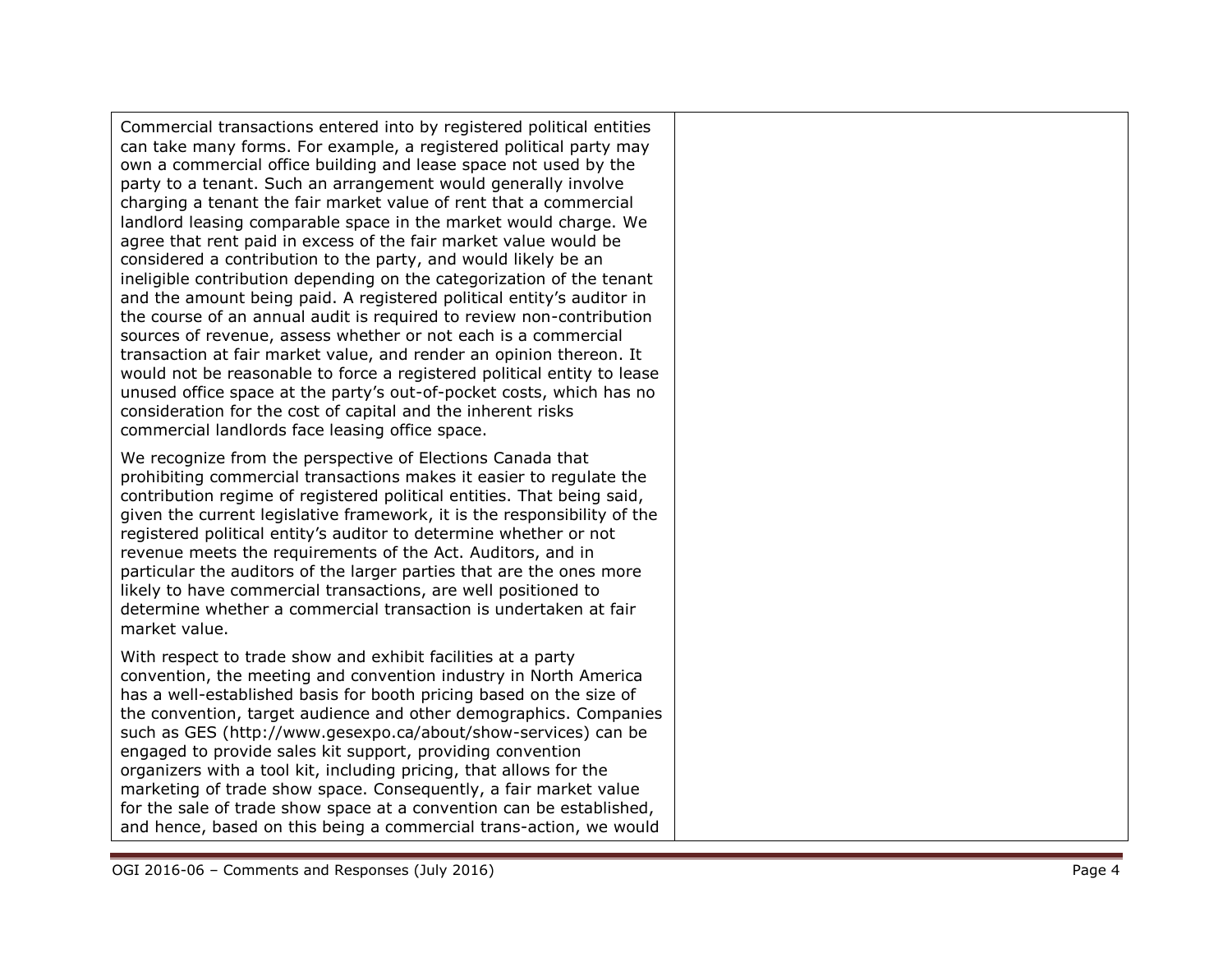| | |
|---|---|
| Commercial transactions entered into by registered political entities can take many forms. For example, a registered political party may own a commercial office building and lease space not used by the party to a tenant. Such an arrangement would generally involve charging a tenant the fair market value of rent that a commercial landlord leasing comparable space in the market would charge. We agree that rent paid in excess of the fair market value would be considered a contribution to the party, and would likely be an ineligible contribution depending on the categorization of the tenant and the amount being paid. A registered political entity's auditor in the course of an annual audit is required to review non-contribution sources of revenue, assess whether or not each is a commercial transaction at fair market value, and render an opinion thereon. It would not be reasonable to force a registered political entity to lease unused office space at the party's out-of-pocket costs, which has no consideration for the cost of capital and the inherent risks commercial landlords face leasing office space.<br><br>We recognize from the perspective of Elections Canada that prohibiting commercial transactions makes it easier to regulate the contribution regime of registered political entities. That being said, given the current legislative framework, it is the responsibility of the registered political entity's auditor to determine whether or not revenue meets the requirements of the Act. Auditors, and in particular the auditors of the larger parties that are the ones more likely to have commercial transactions, are well positioned to determine whether a commercial transaction is undertaken at fair market value.<br><br>With respect to trade show and exhibit facilities at a party convention, the meeting and convention industry in North America has a well-established basis for booth pricing based on the size of the convention, target audience and other demographics. Companies such as GES (http://www.gesexpo.ca/about/show-services) can be engaged to provide sales kit support, providing convention organizers with a tool kit, including pricing, that allows for the marketing of trade show space. Consequently, a fair market value for the sale of trade show space at a convention can be established, and hence, based on this being a commercial trans-action, we would | |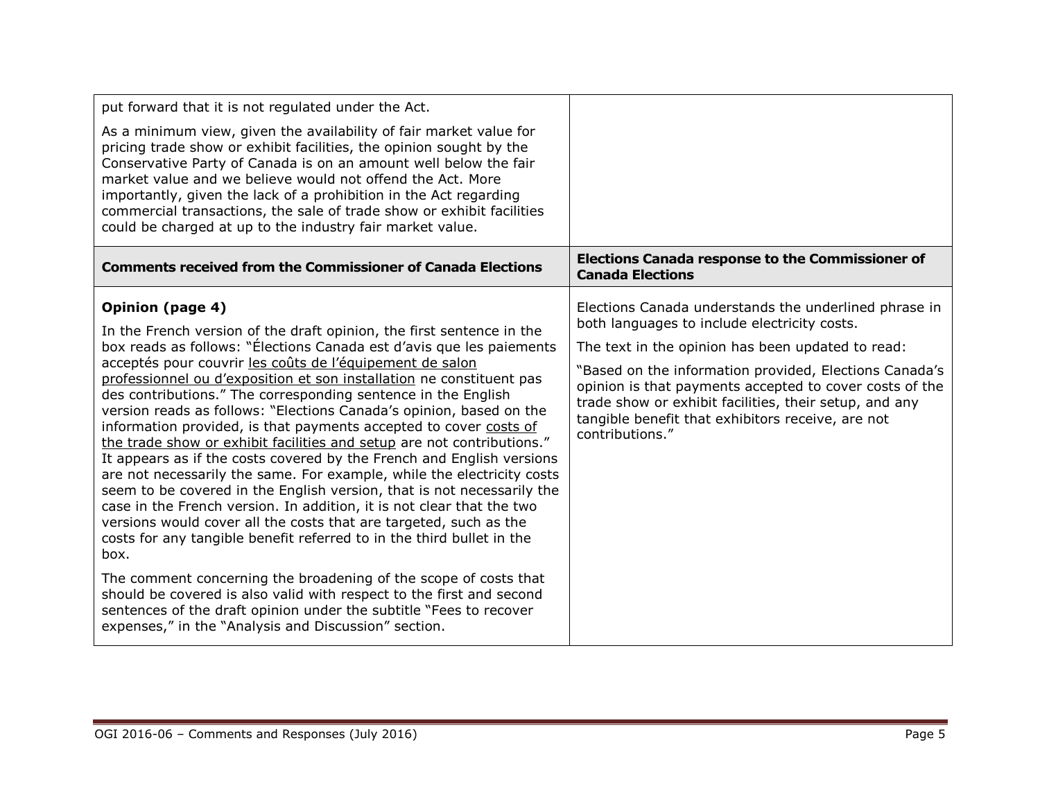| | |
|---|---|
| put forward that it is not regulated under the Act.<br><br>As a minimum view, given the availability of fair market value for pricing trade show or exhibit facilities, the opinion sought by the Conservative Party of Canada is on an amount well below the fair market value and we believe would not offend the Act. More importantly, given the lack of a prohibition in the Act regarding commercial transactions, the sale of trade show or exhibit facilities could be charged at up to the industry fair market value. | |
| **Comments received from the Commissioner of Canada Elections** | **Elections Canada response to the Commissioner of Canada Elections** |
| **Opinion (page 4)**<br><br>In the French version of the draft opinion, the first sentence in the box reads as follows: "Élections Canada est d'avis que les paiements acceptés pour couvrir <u>les coûts de l'équipement de salon professionnel ou d'exposition et son installation</u> ne constituent pas des contributions." The corresponding sentence in the English version reads as follows: "Elections Canada's opinion, based on the information provided, is that payments accepted to cover <u>costs of the trade show or exhibit facilities and setup</u> are not contributions." It appears as if the costs covered by the French and English versions are not necessarily the same. For example, while the electricity costs seem to be covered in the English version, that is not necessarily the case in the French version. In addition, it is not clear that the two versions would cover all the costs that are targeted, such as the costs for any tangible benefit referred to in the third bullet in the box.<br><br>The comment concerning the broadening of the scope of costs that should be covered is also valid with respect to the first and second sentences of the draft opinion under the subtitle "Fees to recover expenses," in the "Analysis and Discussion" section. | Elections Canada understands the underlined phrase in both languages to include electricity costs.<br><br>The text in the opinion has been updated to read:<br><br>"Based on the information provided, Elections Canada's opinion is that payments accepted to cover costs of the trade show or exhibit facilities, their setup, and any tangible benefit that exhibitors receive, are not contributions." |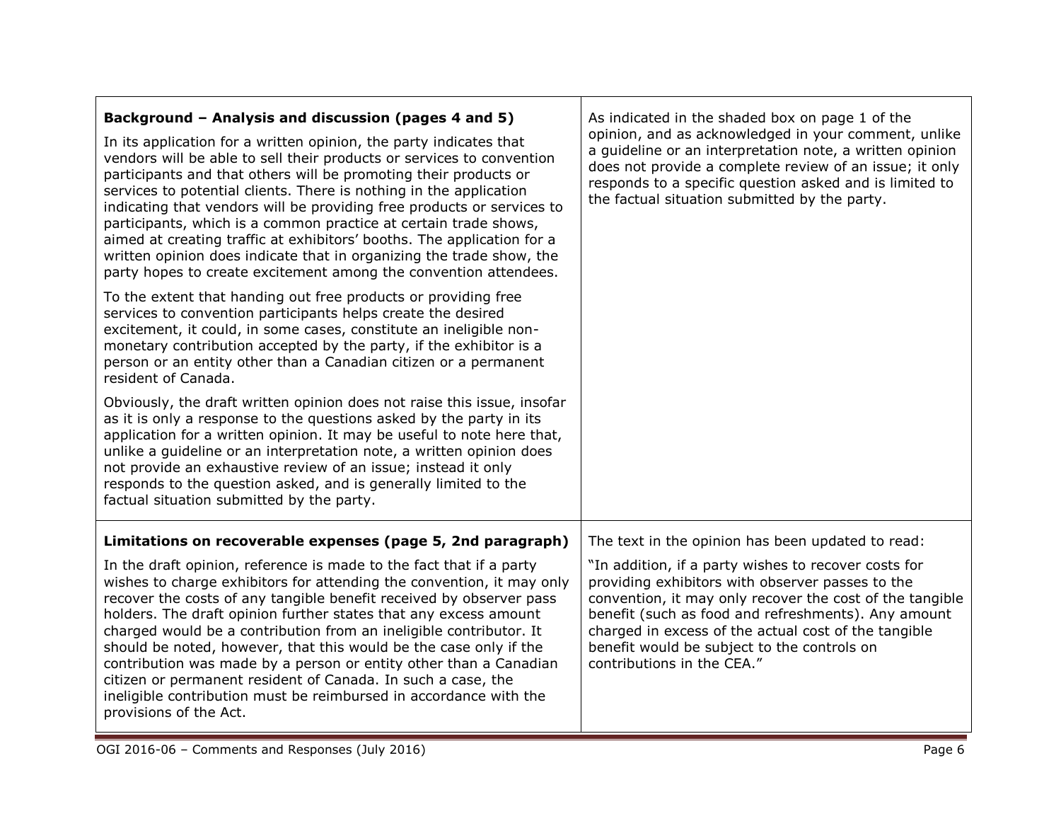| | |
|---|---|
| **Background – Analysis and discussion (pages 4 and 5)**<br><br>In its application for a written opinion, the party indicates that vendors will be able to sell their products or services to convention participants and that others will be promoting their products or services to potential clients. There is nothing in the application indicating that vendors will be providing free products or services to participants, which is a common practice at certain trade shows, aimed at creating traffic at exhibitors' booths. The application for a written opinion does indicate that in organizing the trade show, the party hopes to create excitement among the convention attendees.<br><br>To the extent that handing out free products or providing free services to convention participants helps create the desired excitement, it could, in some cases, constitute an ineligible non-monetary contribution accepted by the party, if the exhibitor is a person or an entity other than a Canadian citizen or a permanent resident of Canada.<br><br>Obviously, the draft written opinion does not raise this issue, insofar as it is only a response to the questions asked by the party in its application for a written opinion. It may be useful to note here that, unlike a guideline or an interpretation note, a written opinion does not provide an exhaustive review of an issue; instead it only responds to the question asked, and is generally limited to the factual situation submitted by the party. | As indicated in the shaded box on page 1 of the opinion, and as acknowledged in your comment, unlike a guideline or an interpretation note, a written opinion does not provide a complete review of an issue; it only responds to a specific question asked and is limited to the factual situation submitted by the party. |
| **Limitations on recoverable expenses (page 5, 2nd paragraph)**<br><br>In the draft opinion, reference is made to the fact that if a party wishes to charge exhibitors for attending the convention, it may only recover the costs of any tangible benefit received by observer pass holders. The draft opinion further states that any excess amount charged would be a contribution from an ineligible contributor. It should be noted, however, that this would be the case only if the contribution was made by a person or entity other than a Canadian citizen or permanent resident of Canada. In such a case, the ineligible contribution must be reimbursed in accordance with the provisions of the Act. | The text in the opinion has been updated to read:<br><br>"In addition, if a party wishes to recover costs for providing exhibitors with observer passes to the convention, it may only recover the cost of the tangible benefit (such as food and refreshments). Any amount charged in excess of the actual cost of the tangible benefit would be subject to the controls on contributions in the CEA." |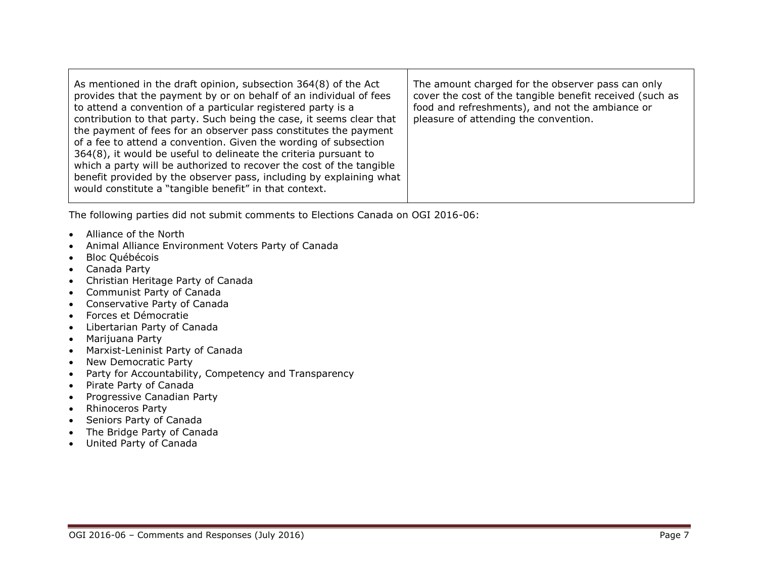| | |
|---|---|
| As mentioned in the draft opinion, subsection 364(8) of the Act provides that the payment by or on behalf of an individual of fees to attend a convention of a particular registered party is a contribution to that party. Such being the case, it seems clear that the payment of fees for an observer pass constitutes the payment of a fee to attend a convention. Given the wording of subsection 364(8), it would be useful to delineate the criteria pursuant to which a party will be authorized to recover the cost of the tangible benefit provided by the observer pass, including by explaining what would constitute a "tangible benefit" in that context. | The amount charged for the observer pass can only cover the cost of the tangible benefit received (such as food and refreshments), and not the ambiance or pleasure of attending the convention. |

The following parties did not submit comments to Elections Canada on OGI 2016-06:

- Alliance of the North
- Animal Alliance Environment Voters Party of Canada
- Bloc Québécois
- Canada Party
- Christian Heritage Party of Canada
- Communist Party of Canada
- Conservative Party of Canada
- Forces et Démocratie
- Libertarian Party of Canada
- Marijuana Party
- Marxist-Leninist Party of Canada
- New Democratic Party
- Party for Accountability, Competency and Transparency
- Pirate Party of Canada
- Progressive Canadian Party
- Rhinoceros Party
- Seniors Party of Canada
- The Bridge Party of Canada
- United Party of Canada